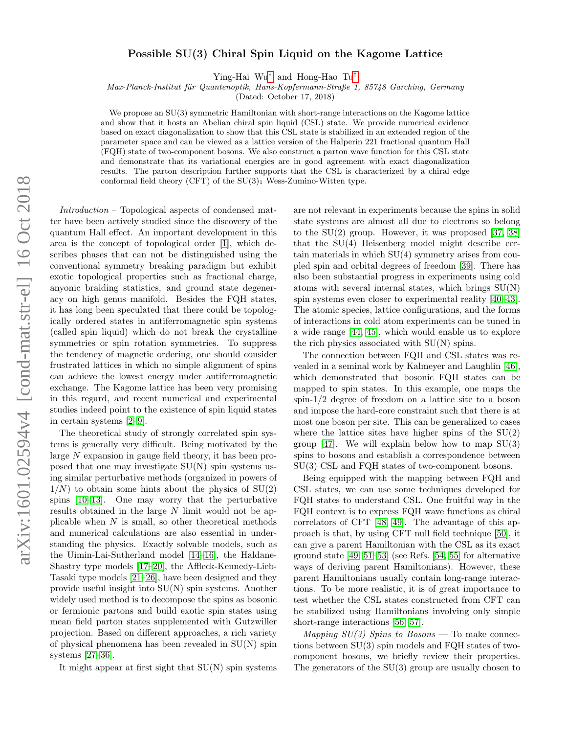# Possible SU(3) Chiral Spin Liquid on the Kagome Lattice

Ying-Hai Wu[*] and Hong-Hao Tu[†]

*Max-Planck-Institut für Quantenoptik, Hans-Kopfermann-Straße 1, 85748 Garching, Germany*

(Dated: October 17, 2018)

We propose an SU(3) symmetric Hamiltonian with short-range interactions on the Kagome lattice and show that it hosts an Abelian chiral spin liquid (CSL) state. We provide numerical evidence based on exact diagonalization to show that this CSL state is stabilized in an extended region of the parameter space and can be viewed as a lattice version of the Halperin 221 fractional quantum Hall (FQH) state of two-component bosons. We also construct a parton wave function for this CSL state and demonstrate that its variational energies are in good agreement with exact diagonalization results. The parton description further supports that the CSL is characterized by a chiral edge conformal field theory (CFT) of the $SU(3)_1$ Wess-Zumino-Witten type.

*Introduction* – Topological aspects of condensed matter have been actively studied since the discovery of the quantum Hall effect. An important development in this area is the concept of topological order [1], which describes phases that can not be distinguished using the conventional symmetry breaking paradigm but exhibit exotic topological properties such as fractional charge, anyonic braiding statistics, and ground state degeneracy on high genus manifold. Besides the FQH states, it has long been speculated that there could be topologically ordered states in antiferromagnetic spin systems (called spin liquid) which do not break the crystalline symmetries or spin rotation symmetries. To suppress the tendency of magnetic ordering, one should consider frustrated lattices in which no simple alignment of spins can achieve the lowest energy under antiferromagnetic exchange. The Kagome lattice has been very promising in this regard, and recent numerical and experimental studies indeed point to the existence of spin liquid states in certain systems [2–9].

The theoretical study of strongly correlated spin systems is generally very difficult. Being motivated by the large $N$ expansion in gauge field theory, it has been proposed that one may investigate SU(N) spin systems using similar perturbative methods (organized in powers of $1/N$) to obtain some hints about the physics of SU(2) spins [10–13]. One may worry that the perturbative results obtained in the large $N$ limit would not be applicable when $N$ is small, so other theoretical methods and numerical calculations are also essential in understanding the physics. Exactly solvable models, such as the Uimin-Lai-Sutherland model [14–16], the Haldane-Shastry type models [17–20], the Affleck-Kennedy-Lieb-Tasaki type models [21–26], have been designed and they provide useful insight into SU(N) spin systems. Another widely used method is to decompose the spins as bosonic or fermionic partons and build exotic spin states using mean field parton states supplemented with Gutzwiller projection. Based on different approaches, a rich variety of physical phenomena has been revealed in SU(N) spin systems [27–36].

It might appear at first sight that SU(N) spin systems are not relevant in experiments because the spins in solid state systems are almost all due to electrons so belong to the SU(2) group. However, it was proposed [37, 38] that the SU(4) Heisenberg model might describe certain materials in which SU(4) symmetry arises from coupled spin and orbital degrees of freedom [39]. There has also been substantial progress in experiments using cold atoms with several internal states, which brings SU(N) spin systems even closer to experimental reality [40–43]. The atomic species, lattice configurations, and the forms of interactions in cold atom experiments can be tuned in a wide range [44, 45], which would enable us to explore the rich physics associated with SU(N) spins.

The connection between FQH and CSL states was revealed in a seminal work by Kalmeyer and Laughlin [46], which demonstrated that bosonic FQH states can be mapped to spin states. In this example, one maps the spin-1/2 degree of freedom on a lattice site to a boson and impose the hard-core constraint such that there is at most one boson per site. This can be generalized to cases where the lattice sites have higher spins of the SU(2) group [47]. We will explain below how to map SU(3) spins to bosons and establish a correspondence between SU(3) CSL and FQH states of two-component bosons.

Being equipped with the mapping between FQH and CSL states, we can use some techniques developed for FQH states to understand CSL. One fruitful way in the FQH context is to express FQH wave functions as chiral correlators of CFT [48, 49]. The advantage of this approach is that, by using CFT null field technique [50], it can give a parent Hamiltonian with the CSL as its exact ground state [49, 51–53] (see Refs. [54, 55] for alternative ways of deriving parent Hamiltonians). However, these parent Hamiltonians usually contain long-range interactions. To be more realistic, it is of great importance to test whether the CSL states constructed from CFT can be stabilized using Hamiltonians involving only simple short-range interactions [56, 57].

*Mapping SU(3) Spins to Bosons* — To make connections between SU(3) spin models and FQH states of two-component bosons, we briefly review their properties. The generators of the SU(3) group are usually chosen to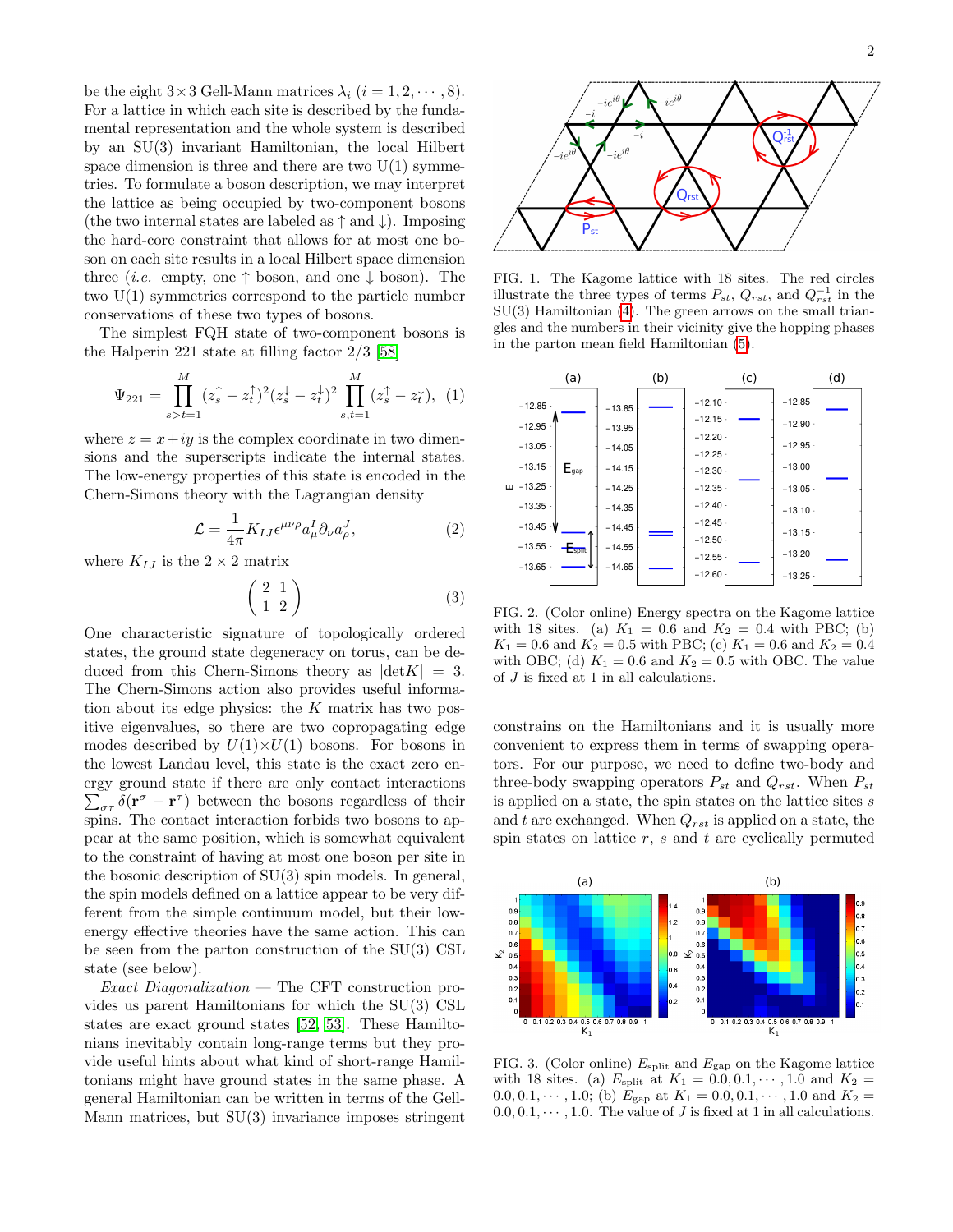be the eight $3\times3$ Gell-Mann matrices $\lambda_i$ $(i=1,2,\cdots,8)$. For a lattice in which each site is described by the fundamental representation and the whole system is described by an SU(3) invariant Hamiltonian, the local Hilbert space dimension is three and there are two U(1) symmetries. To formulate a boson description, we may interpret the lattice as being occupied by two-component bosons (the two internal states are labeled as $\uparrow$ and $\downarrow$). Imposing the hard-core constraint that allows for at most one boson on each site results in a local Hilbert space dimension three (*i.e.* empty, one $\uparrow$ boson, and one $\downarrow$ boson). The two U(1) symmetries correspond to the particle number conservations of these two types of bosons.

The simplest FQH state of two-component bosons is the Halperin 221 state at filling factor 2/3 [58]

$$\Psi_{221} = \prod_{s>t=1}^{M} (z_s^{\uparrow}-z_t^{\uparrow})^2 (z_s^{\downarrow}-z_t^{\downarrow})^2 \prod_{s,t=1}^{M} (z_s^{\uparrow}-z_t^{\downarrow}), \quad (1)$$

where $z=x+iy$ is the complex coordinate in two dimensions and the superscripts indicate the internal states. The low-energy properties of this state is encoded in the Chern-Simons theory with the Lagrangian density

$$\mathcal{L} = \frac{1}{4\pi} K_{IJ} \epsilon^{\mu\nu\rho} a_\mu^I \partial_\nu a_\rho^J, \quad (2)$$

where $K_{IJ}$ is the $2\times2$ matrix

$$\begin{pmatrix} 2 & 1 \\ 1 & 2 \end{pmatrix} \quad (3)$$

One characteristic signature of topologically ordered states, the ground state degeneracy on torus, can be deduced from this Chern-Simons theory as $|\det K| = 3$. The Chern-Simons action also provides useful information about its edge physics: the $K$ matrix has two positive eigenvalues, so there are two copropagating edge modes described by $U(1)\times U(1)$ bosons. For bosons in the lowest Landau level, this state is the exact zero energy ground state if there are only contact interactions $\sum_{\sigma\tau} \delta(\mathbf{r}^\sigma - \mathbf{r}^\tau)$ between the bosons regardless of their spins. The contact interaction forbids two bosons to appear at the same position, which is somewhat equivalent to the constraint of having at most one boson per site in the bosonic description of SU(3) spin models. In general, the spin models defined on a lattice appear to be very different from the simple continuum model, but their low-energy effective theories have the same action. This can be seen from the parton construction of the SU(3) CSL state (see below).

*Exact Diagonalization* — The CFT construction provides us parent Hamiltonians for which the SU(3) CSL states are exact ground states [52, 53]. These Hamiltonians inevitably contain long-range terms but they provide useful hints about what kind of short-range Hamiltonians might have ground states in the same phase. A general Hamiltonian can be written in terms of the Gell-Mann matrices, but SU(3) invariance imposes stringent constrains on the Hamiltonians and it is usually more convenient to express them in terms of swapping operators. For our purpose, we need to define two-body and three-body swapping operators $P_{st}$ and $Q_{rst}$. When $P_{st}$ is applied on a state, the spin states on the lattice sites $s$ and $t$ are exchanged. When $Q_{rst}$ is applied on a state, the spin states on lattice $r$, $s$ and $t$ are cyclically permuted

$-ie^{i\theta}$
$-ie^{i\theta}$
$-i$
$-i$
$-ie^{i\theta}$
$-ie^{i\theta}$
$Q_{rst}^{-1}$
$Q_{rst}$
$P_{st}$

FIG. 1. The Kagome lattice with 18 sites. The red circles illustrate the three types of terms $P_{st}$, $Q_{rst}$, and $Q_{rst}^{-1}$ in the SU(3) Hamiltonian (4). The green arrows on the small triangles and the numbers in their vicinity give the hopping phases in the parton mean field Hamiltonian (5).

(a)
(b)
(c)
(d)
E
$E_{gap}$
$E_{split}$

FIG. 2. (Color online) Energy spectra on the Kagome lattice with 18 sites. (a) $K_1 = 0.6$ and $K_2 = 0.4$ with PBC; (b) $K_1 = 0.6$ and $K_2 = 0.5$ with PBC; (c) $K_1 = 0.6$ and $K_2 = 0.4$ with OBC; (d) $K_1 = 0.6$ and $K_2 = 0.5$ with OBC. The value of $J$ is fixed at 1 in all calculations.

(a)
(b)
$K_2$
$K_1$

FIG. 3. (Color online) $E_{\rm split}$ and $E_{\rm gap}$ on the Kagome lattice with 18 sites. (a) $E_{\rm split}$ at $K_1 = 0.0, 0.1, \cdots, 1.0$ and $K_2 = 0.0, 0.1, \cdots, 1.0$; (b) $E_{\rm gap}$ at $K_1 = 0.0, 0.1, \cdots, 1.0$ and $K_2 = 0.0, 0.1, \cdots, 1.0$. The value of $J$ is fixed at 1 in all calculations.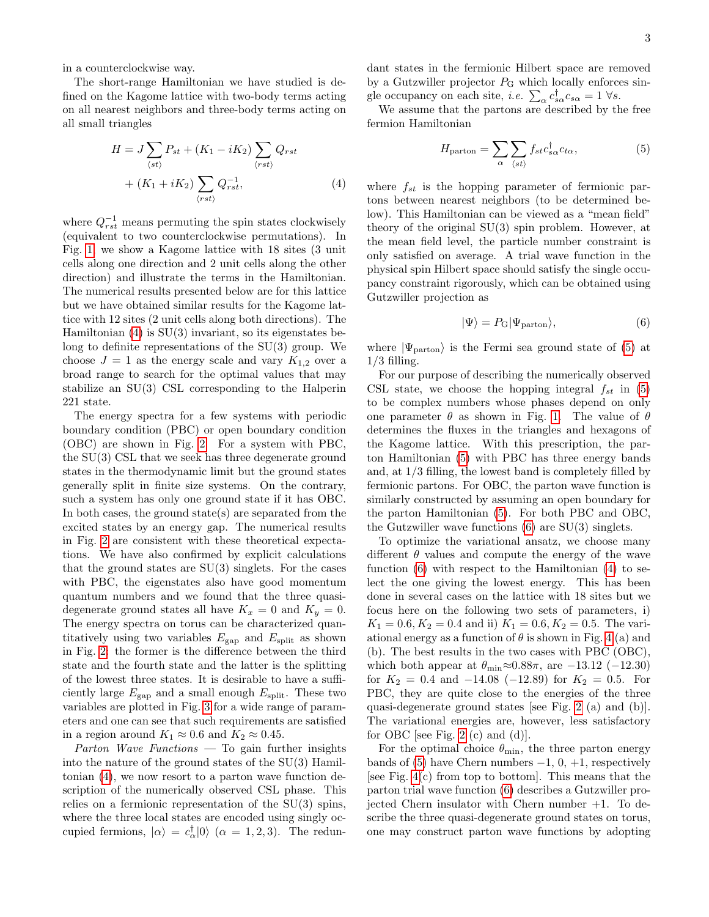in a counterclockwise way.

The short-range Hamiltonian we have studied is defined on the Kagome lattice with two-body terms acting on all nearest neighbors and three-body terms acting on all small triangles

$$H = J \sum_{\langle st \rangle} P_{st} + (K_1 - iK_2) \sum_{\langle rst \rangle} Q_{rst} + (K_1 + iK_2) \sum_{\langle rst \rangle} Q_{rst}^{-1}, \tag{4}$$

where $Q_{rst}^{-1}$ means permuting the spin states clockwisely (equivalent to two counterclockwise permutations). In Fig. 1, we show a Kagome lattice with 18 sites (3 unit cells along one direction and 2 unit cells along the other direction) and illustrate the terms in the Hamiltonian. The numerical results presented below are for this lattice but we have obtained similar results for the Kagome lattice with 12 sites (2 unit cells along both directions). The Hamiltonian (4) is SU(3) invariant, so its eigenstates belong to definite representations of the SU(3) group. We choose $J = 1$ as the energy scale and vary $K_{1,2}$ over a broad range to search for the optimal values that may stabilize an SU(3) CSL corresponding to the Halperin 221 state.

The energy spectra for a few systems with periodic boundary condition (PBC) or open boundary condition (OBC) are shown in Fig. 2. For a system with PBC, the SU(3) CSL that we seek has three degenerate ground states in the thermodynamic limit but the ground states generally split in finite size systems. On the contrary, such a system has only one ground state if it has OBC. In both cases, the ground state(s) are separated from the excited states by an energy gap. The numerical results in Fig. 2 are consistent with these theoretical expectations. We have also confirmed by explicit calculations that the ground states are SU(3) singlets. For the cases with PBC, the eigenstates also have good momentum quantum numbers and we found that the three quasi-degenerate ground states all have $K_x = 0$ and $K_y = 0$. The energy spectra on torus can be characterized quantitatively using two variables $E_{\rm gap}$ and $E_{\rm split}$ as shown in Fig. 2: the former is the difference between the third state and the fourth state and the latter is the splitting of the lowest three states. It is desirable to have a sufficiently large $E_{\rm gap}$ and a small enough $E_{\rm split}$. These two variables are plotted in Fig. 3 for a wide range of parameters and one can see that such requirements are satisfied in a region around $K_1 \approx 0.6$ and $K_2 \approx 0.45$.

*Parton Wave Functions* — To gain further insights into the nature of the ground states of the SU(3) Hamiltonian (4), we now resort to a parton wave function description of the numerically observed CSL phase. This relies on a fermionic representation of the SU(3) spins, where the three local states are encoded using singly occupied fermions, $|\alpha\rangle = c^\dagger_\alpha |0\rangle$ ($\alpha = 1, 2, 3$). The redundant states in the fermionic Hilbert space are removed by a Gutzwiller projector $P_{\rm G}$ which locally enforces single occupancy on each site, *i.e.* $\sum_\alpha c^\dagger_{s\alpha} c_{s\alpha} = 1 \; \forall s$.

We assume that the partons are described by the free fermion Hamiltonian

$$H_{\rm parton} = \sum_\alpha \sum_{\langle st \rangle} f_{st} c^\dagger_{s\alpha} c_{t\alpha}, \tag{5}$$

where $f_{st}$ is the hopping parameter of fermionic partons between nearest neighbors (to be determined below). This Hamiltonian can be viewed as a "mean field" theory of the original SU(3) spin problem. However, at the mean field level, the particle number constraint is only satisfied on average. A trial wave function in the physical spin Hilbert space should satisfy the single occupancy constraint rigorously, which can be obtained using Gutzwiller projection as

$$|\Psi\rangle = P_{\rm G} |\Psi_{\rm parton}\rangle, \tag{6}$$

where $|\Psi_{\rm parton}\rangle$ is the Fermi sea ground state of (5) at 1/3 filling.

For our purpose of describing the numerically observed CSL state, we choose the hopping integral $f_{st}$ in (5) to be complex numbers whose phases depend on only one parameter $\theta$ as shown in Fig. 1. The value of $\theta$ determines the fluxes in the triangles and hexagons of the Kagome lattice. With this prescription, the parton Hamiltonian (5) with PBC has three energy bands and, at 1/3 filling, the lowest band is completely filled by fermionic partons. For OBC, the parton wave function is similarly constructed by assuming an open boundary for the parton Hamiltonian (5). For both PBC and OBC, the Gutzwiller wave functions (6) are SU(3) singlets.

To optimize the variational ansatz, we choose many different $\theta$ values and compute the energy of the wave function (6) with respect to the Hamiltonian (4) to select the one giving the lowest energy. This has been done in several cases on the lattice with 18 sites but we focus here on the following two sets of parameters, i) $K_1 = 0.6, K_2 = 0.4$ and ii) $K_1 = 0.6, K_2 = 0.5$. The variational energy as a function of $\theta$ is shown in Fig. 4(a) and (b). The best results in the two cases with PBC (OBC), which both appear at $\theta_{\rm min} {\approx} 0.88\pi$, are $-13.12$ ($-12.30$) for $K_2 = 0.4$ and $-14.08$ ($-12.89$) for $K_2 = 0.5$. For PBC, they are quite close to the energies of the three quasi-degenerate ground states [see Fig. 2 (a) and (b)]. The variational energies are, however, less satisfactory for OBC [see Fig. 2 (c) and (d)].

For the optimal choice $\theta_{\rm min}$, the three parton energy bands of (5) have Chern numbers $-1$, 0, +1, respectively [see Fig. 4(c) from top to bottom]. This means that the parton trial wave function (6) describes a Gutzwiller projected Chern insulator with Chern number +1. To describe the three quasi-degenerate ground states on torus, one may construct parton wave functions by adopting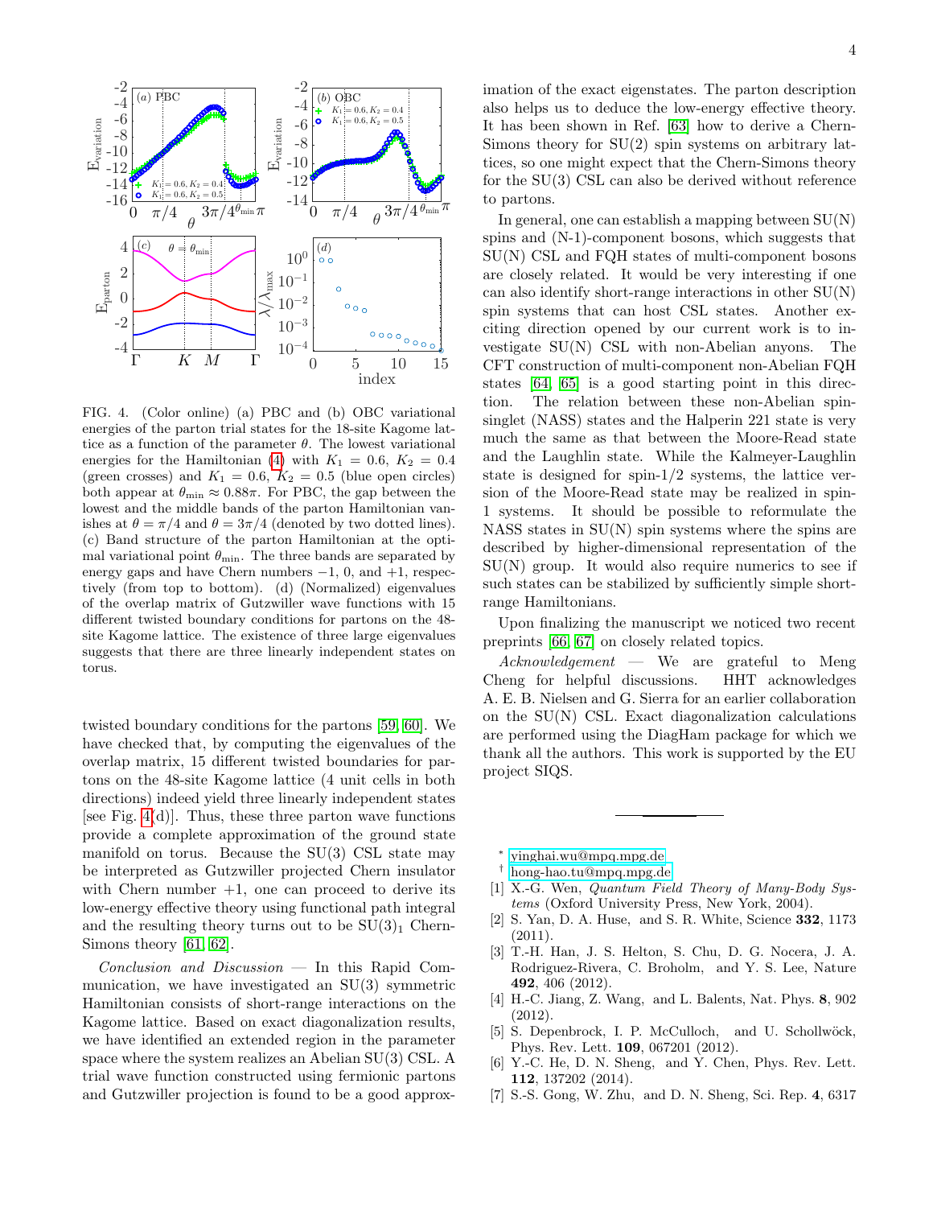(a) PBC

$E_{\text{variation}}$

-2
-4
-6
-8
-10
-12
-14
-16

$K_1 = 0.6, K_2 = 0.4$
$K_1 = 0.6, K_2 = 0.5$

0 $\pi/4$ $\theta$ $3\pi/4$ $\theta_{\min}$ $\pi$

(b) OBC

$E_{\text{variation}}$

-2
-4
-6
-8
-10
-12
-14

$K_1 = 0.6, K_2 = 0.4$
$K_1 = 0.6, K_2 = 0.5$

0 $\pi/4$ $\theta$ $3\pi/4$ $\theta_{\min}$ $\pi$

(c) $\theta = \theta_{\min}$

$E_{\text{parton}}$

4
2
0
-2
-4

$\Gamma$ $K$ $M$ $\Gamma$

(d)

$\lambda/\lambda_{\max}$

$10^0$
$10^{-1}$
$10^{-2}$
$10^{-3}$
$10^{-4}$

0 5 10 15

index

FIG. 4. (Color online) (a) PBC and (b) OBC variational energies of the parton trial states for the 18-site Kagome lattice as a function of the parameter $\theta$. The lowest variational energies for the Hamiltonian (4) with $K_1 = 0.6$, $K_2 = 0.4$ (green crosses) and $K_1 = 0.6$, $K_2 = 0.5$ (blue open circles) both appear at $\theta_{\min} \approx 0.88\pi$. For PBC, the gap between the lowest and the middle bands of the parton Hamiltonian vanishes at $\theta = \pi/4$ and $\theta = 3\pi/4$ (denoted by two dotted lines). (c) Band structure of the parton Hamiltonian at the optimal variational point $\theta_{\min}$. The three bands are separated by energy gaps and have Chern numbers $-1$, 0, and $+1$, respectively (from top to bottom). (d) (Normalized) eigenvalues of the overlap matrix of Gutzwiller wave functions with 15 different twisted boundary conditions for partons on the 48-site Kagome lattice. The existence of three large eigenvalues suggests that there are three linearly independent states on torus.

twisted boundary conditions for the partons [59, 60]. We have checked that, by computing the eigenvalues of the overlap matrix, 15 different twisted boundaries for partons on the 48-site Kagome lattice (4 unit cells in both directions) indeed yield three linearly independent states [see Fig. 4(d)]. Thus, these three parton wave functions provide a complete approximation of the ground state manifold on torus. Because the SU(3) CSL state may be interpreted as Gutzwiller projected Chern insulator with Chern number +1, one can proceed to derive its low-energy effective theory using functional path integral and the resulting theory turns out to be $\text{SU}(3)_1$ Chern-Simons theory [61, 62].

*Conclusion and Discussion* — In this Rapid Communication, we have investigated an SU(3) symmetric Hamiltonian consists of short-range interactions on the Kagome lattice. Based on exact diagonalization results, we have identified an extended region in the parameter space where the system realizes an Abelian SU(3) CSL. A trial wave function constructed using fermionic partons and Gutzwiller projection is found to be a good approximation of the exact eigenstates. The parton description also helps us to deduce the low-energy effective theory. It has been shown in Ref. [63] how to derive a Chern-Simons theory for SU(2) spin systems on arbitrary lattices, so one might expect that the Chern-Simons theory for the SU(3) CSL can also be derived without reference to partons.

In general, one can establish a mapping between SU(N) spins and (N-1)-component bosons, which suggests that SU(N) CSL and FQH states of multi-component bosons are closely related. It would be very interesting if one can also identify short-range interactions in other SU(N) spin systems that can host CSL states. Another exciting direction opened by our current work is to investigate SU(N) CSL with non-Abelian anyons. The CFT construction of multi-component non-Abelian FQH states [64, 65] is a good starting point in this direction. The relation between these non-Abelian spin-singlet (NASS) states and the Halperin 221 state is very much the same as that between the Moore-Read state and the Laughlin state. While the Kalmeyer-Laughlin state is designed for spin-1/2 systems, the lattice version of the Moore-Read state may be realized in spin-1 systems. It should be possible to reformulate the NASS states in SU(N) spin systems where the spins are described by higher-dimensional representation of the SU(N) group. It would also require numerics to see if such states can be stabilized by sufficiently simple short-range Hamiltonians.

Upon finalizing the manuscript we noticed two recent preprints [66, 67] on closely related topics.

*Acknowledgement* — We are grateful to Meng Cheng for helpful discussions. HHT acknowledges A. E. B. Nielsen and G. Sierra for an earlier collaboration on the SU(N) CSL. Exact diagonalization calculations are performed using the DiagHam package for which we thank all the authors. This work is supported by the EU project SIQS.

---

[*] yinghai.wu@mpq.mpg.de
[†] hong-hao.tu@mpq.mpg.de

[1] X.-G. Wen, *Quantum Field Theory of Many-Body Systems* (Oxford University Press, New York, 2004).
[2] S. Yan, D. A. Huse, and S. R. White, Science **332**, 1173 (2011).
[3] T.-H. Han, J. S. Helton, S. Chu, D. G. Nocera, J. A. Rodriguez-Rivera, C. Broholm, and Y. S. Lee, Nature **492**, 406 (2012).
[4] H.-C. Jiang, Z. Wang, and L. Balents, Nat. Phys. **8**, 902 (2012).
[5] S. Depenbrock, I. P. McCulloch, and U. Schollwöck, Phys. Rev. Lett. **109**, 067201 (2012).
[6] Y.-C. He, D. N. Sheng, and Y. Chen, Phys. Rev. Lett. **112**, 137202 (2014).
[7] S.-S. Gong, W. Zhu, and D. N. Sheng, Sci. Rep. **4**, 6317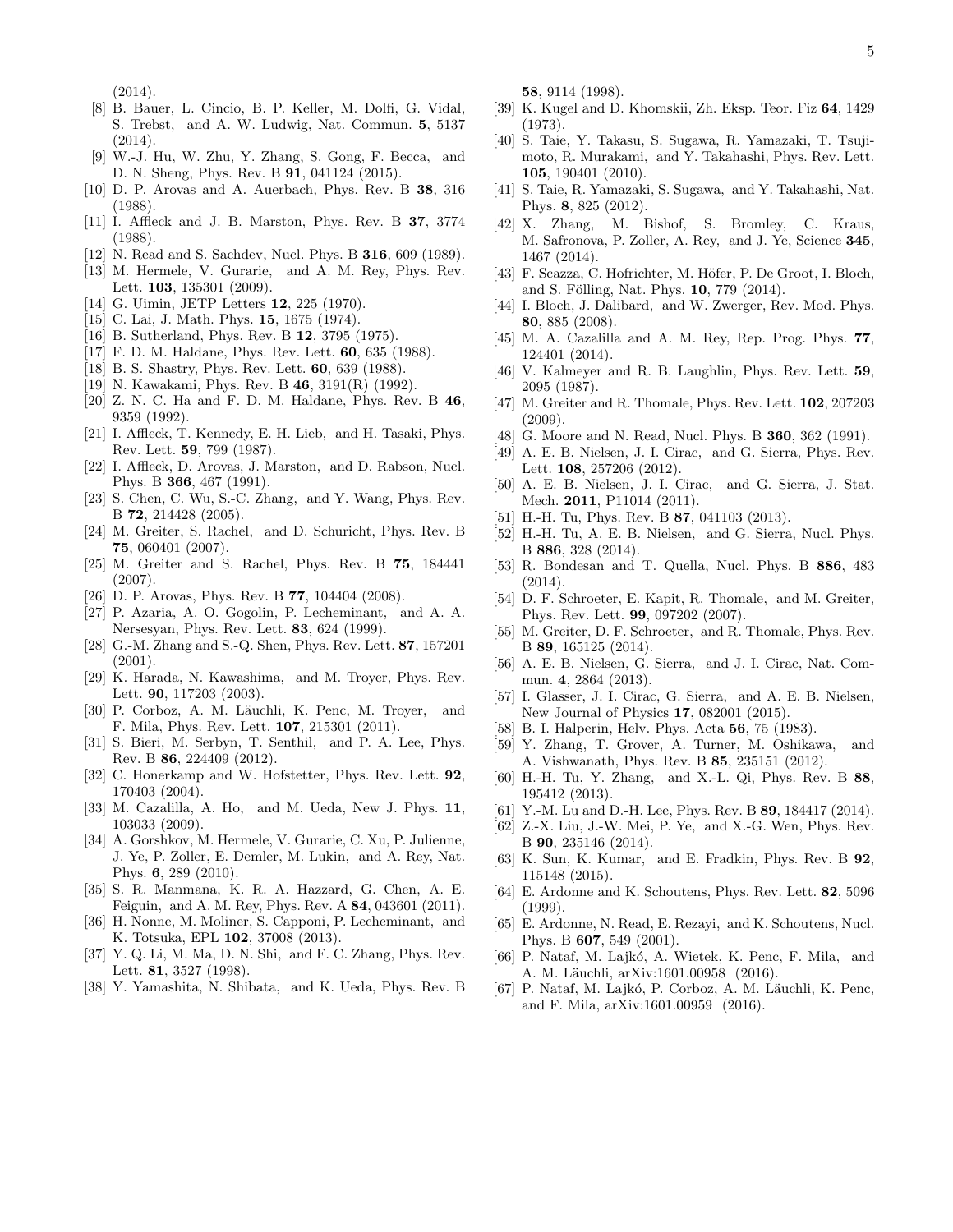(2014).

[8] B. Bauer, L. Cincio, B. P. Keller, M. Dolfi, G. Vidal, S. Trebst, and A. W. Ludwig, Nat. Commun. **5**, 5137 (2014).

[9] W.-J. Hu, W. Zhu, Y. Zhang, S. Gong, F. Becca, and D. N. Sheng, Phys. Rev. B **91**, 041124 (2015).

[10] D. P. Arovas and A. Auerbach, Phys. Rev. B **38**, 316 (1988).

[11] I. Affleck and J. B. Marston, Phys. Rev. B **37**, 3774 (1988).

[12] N. Read and S. Sachdev, Nucl. Phys. B **316**, 609 (1989).

[13] M. Hermele, V. Gurarie, and A. M. Rey, Phys. Rev. Lett. **103**, 135301 (2009).

[14] G. Uimin, JETP Letters **12**, 225 (1970).

[15] C. Lai, J. Math. Phys. **15**, 1675 (1974).

[16] B. Sutherland, Phys. Rev. B **12**, 3795 (1975).

[17] F. D. M. Haldane, Phys. Rev. Lett. **60**, 635 (1988).

[18] B. S. Shastry, Phys. Rev. Lett. **60**, 639 (1988).

[19] N. Kawakami, Phys. Rev. B **46**, 3191(R) (1992).

[20] Z. N. C. Ha and F. D. M. Haldane, Phys. Rev. B **46**, 9359 (1992).

[21] I. Affleck, T. Kennedy, E. H. Lieb, and H. Tasaki, Phys. Rev. Lett. **59**, 799 (1987).

[22] I. Affleck, D. Arovas, J. Marston, and D. Rabson, Nucl. Phys. B **366**, 467 (1991).

[23] S. Chen, C. Wu, S.-C. Zhang, and Y. Wang, Phys. Rev. B **72**, 214428 (2005).

[24] M. Greiter, S. Rachel, and D. Schuricht, Phys. Rev. B **75**, 060401 (2007).

[25] M. Greiter and S. Rachel, Phys. Rev. B **75**, 184441 (2007).

[26] D. P. Arovas, Phys. Rev. B **77**, 104404 (2008).

[27] P. Azaria, A. O. Gogolin, P. Lecheminant, and A. A. Nersesyan, Phys. Rev. Lett. **83**, 624 (1999).

[28] G.-M. Zhang and S.-Q. Shen, Phys. Rev. Lett. **87**, 157201 (2001).

[29] K. Harada, N. Kawashima, and M. Troyer, Phys. Rev. Lett. **90**, 117203 (2003).

[30] P. Corboz, A. M. Läuchli, K. Penc, M. Troyer, and F. Mila, Phys. Rev. Lett. **107**, 215301 (2011).

[31] S. Bieri, M. Serbyn, T. Senthil, and P. A. Lee, Phys. Rev. B **86**, 224409 (2012).

[32] C. Honerkamp and W. Hofstetter, Phys. Rev. Lett. **92**, 170403 (2004).

[33] M. Cazalilla, A. Ho, and M. Ueda, New J. Phys. **11**, 103033 (2009).

[34] A. Gorshkov, M. Hermele, V. Gurarie, C. Xu, P. Julienne, J. Ye, P. Zoller, E. Demler, M. Lukin, and A. Rey, Nat. Phys. **6**, 289 (2010).

[35] S. R. Manmana, K. R. A. Hazzard, G. Chen, A. E. Feiguin, and A. M. Rey, Phys. Rev. A **84**, 043601 (2011).

[36] H. Nonne, M. Moliner, S. Capponi, P. Lecheminant, and K. Totsuka, EPL **102**, 37008 (2013).

[37] Y. Q. Li, M. Ma, D. N. Shi, and F. C. Zhang, Phys. Rev. Lett. **81**, 3527 (1998).

[38] Y. Yamashita, N. Shibata, and K. Ueda, Phys. Rev. B **58**, 9114 (1998).

[39] K. Kugel and D. Khomskii, Zh. Eksp. Teor. Fiz **64**, 1429 (1973).

[40] S. Taie, Y. Takasu, S. Sugawa, R. Yamazaki, T. Tsujimoto, R. Murakami, and Y. Takahashi, Phys. Rev. Lett. **105**, 190401 (2010).

[41] S. Taie, R. Yamazaki, S. Sugawa, and Y. Takahashi, Nat. Phys. **8**, 825 (2012).

[42] X. Zhang, M. Bishof, S. Bromley, C. Kraus, M. Safronova, P. Zoller, A. Rey, and J. Ye, Science **345**, 1467 (2014).

[43] F. Scazza, C. Hofrichter, M. Höfer, P. De Groot, I. Bloch, and S. Fölling, Nat. Phys. **10**, 779 (2014).

[44] I. Bloch, J. Dalibard, and W. Zwerger, Rev. Mod. Phys. **80**, 885 (2008).

[45] M. A. Cazalilla and A. M. Rey, Rep. Prog. Phys. **77**, 124401 (2014).

[46] V. Kalmeyer and R. B. Laughlin, Phys. Rev. Lett. **59**, 2095 (1987).

[47] M. Greiter and R. Thomale, Phys. Rev. Lett. **102**, 207203 (2009).

[48] G. Moore and N. Read, Nucl. Phys. B **360**, 362 (1991).

[49] A. E. B. Nielsen, J. I. Cirac, and G. Sierra, Phys. Rev. Lett. **108**, 257206 (2012).

[50] A. E. B. Nielsen, J. I. Cirac, and G. Sierra, J. Stat. Mech. **2011**, P11014 (2011).

[51] H.-H. Tu, Phys. Rev. B **87**, 041103 (2013).

[52] H.-H. Tu, A. E. B. Nielsen, and G. Sierra, Nucl. Phys. B **886**, 328 (2014).

[53] R. Bondesan and T. Quella, Nucl. Phys. B **886**, 483 (2014).

[54] D. F. Schroeter, E. Kapit, R. Thomale, and M. Greiter, Phys. Rev. Lett. **99**, 097202 (2007).

[55] M. Greiter, D. F. Schroeter, and R. Thomale, Phys. Rev. B **89**, 165125 (2014).

[56] A. E. B. Nielsen, G. Sierra, and J. I. Cirac, Nat. Commun. **4**, 2864 (2013).

[57] I. Glasser, J. I. Cirac, G. Sierra, and A. E. B. Nielsen, New Journal of Physics **17**, 082001 (2015).

[58] B. I. Halperin, Helv. Phys. Acta **56**, 75 (1983).

[59] Y. Zhang, T. Grover, A. Turner, M. Oshikawa, and A. Vishwanath, Phys. Rev. B **85**, 235151 (2012).

[60] H.-H. Tu, Y. Zhang, and X.-L. Qi, Phys. Rev. B **88**, 195412 (2013).

[61] Y.-M. Lu and D.-H. Lee, Phys. Rev. B **89**, 184417 (2014).

[62] Z.-X. Liu, J.-W. Mei, P. Ye, and X.-G. Wen, Phys. Rev. B **90**, 235146 (2014).

[63] K. Sun, K. Kumar, and E. Fradkin, Phys. Rev. B **92**, 115148 (2015).

[64] E. Ardonne and K. Schoutens, Phys. Rev. Lett. **82**, 5096 (1999).

[65] E. Ardonne, N. Read, E. Rezayi, and K. Schoutens, Nucl. Phys. B **607**, 549 (2001).

[66] P. Nataf, M. Lajkó, A. Wietek, K. Penc, F. Mila, and A. M. Läuchli, arXiv:1601.00958 (2016).

[67] P. Nataf, M. Lajkó, P. Corboz, A. M. Läuchli, K. Penc, and F. Mila, arXiv:1601.00959 (2016).